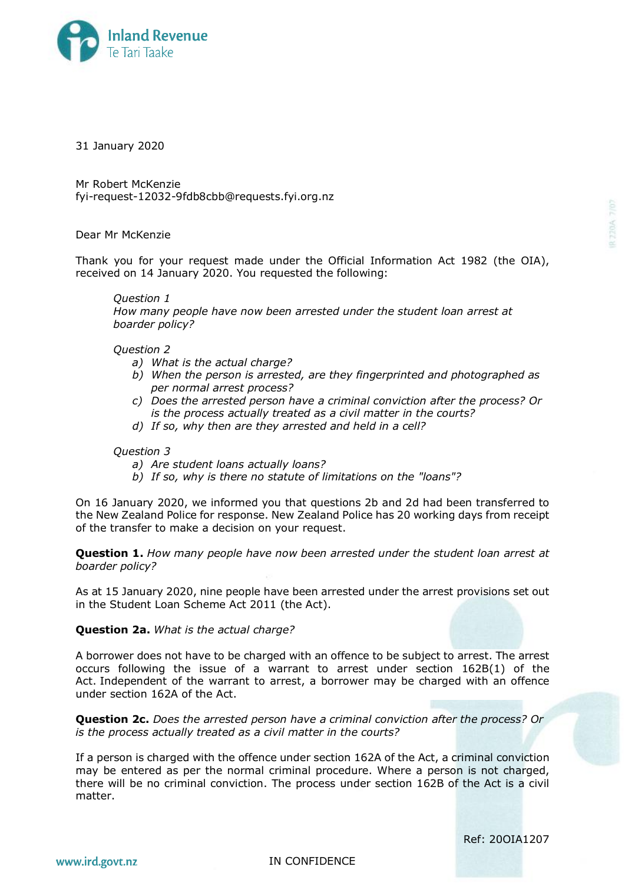Inland Revenue
Te Tari Taake

31 January 2020

Mr Robert McKenzie
fyi-request-12032-9fdb8cbb@requests.fyi.org.nz

Dear Mr McKenzie

Thank you for your request made under the Official Information Act 1982 (the OIA), received on 14 January 2020. You requested the following:

> *Question 1*
> *How many people have now been arrested under the student loan arrest at boarder policy?*
>
> *Question 2*
> *a) What is the actual charge?*
> *b) When the person is arrested, are they fingerprinted and photographed as per normal arrest process?*
> *c) Does the arrested person have a criminal conviction after the process? Or is the process actually treated as a civil matter in the courts?*
> *d) If so, why then are they arrested and held in a cell?*
>
> *Question 3*
> *a) Are student loans actually loans?*
> *b) If so, why is there no statute of limitations on the "loans"?*

On 16 January 2020, we informed you that questions 2b and 2d had been transferred to the New Zealand Police for response. New Zealand Police has 20 working days from receipt of the transfer to make a decision on your request.

**Question 1.** *How many people have now been arrested under the student loan arrest at boarder policy?*

As at 15 January 2020, nine people have been arrested under the arrest provisions set out in the Student Loan Scheme Act 2011 (the Act).

**Question 2a.** *What is the actual charge?*

A borrower does not have to be charged with an offence to be subject to arrest. The arrest occurs following the issue of a warrant to arrest under section 162B(1) of the Act. Independent of the warrant to arrest, a borrower may be charged with an offence under section 162A of the Act.

**Question 2c.** *Does the arrested person have a criminal conviction after the process? Or is the process actually treated as a civil matter in the courts?*

If a person is charged with the offence under section 162A of the Act, a criminal conviction may be entered as per the normal criminal procedure. Where a person is not charged, there will be no criminal conviction. The process under section 162B of the Act is a civil matter.

Ref: 20OIA1207

IN CONFIDENCE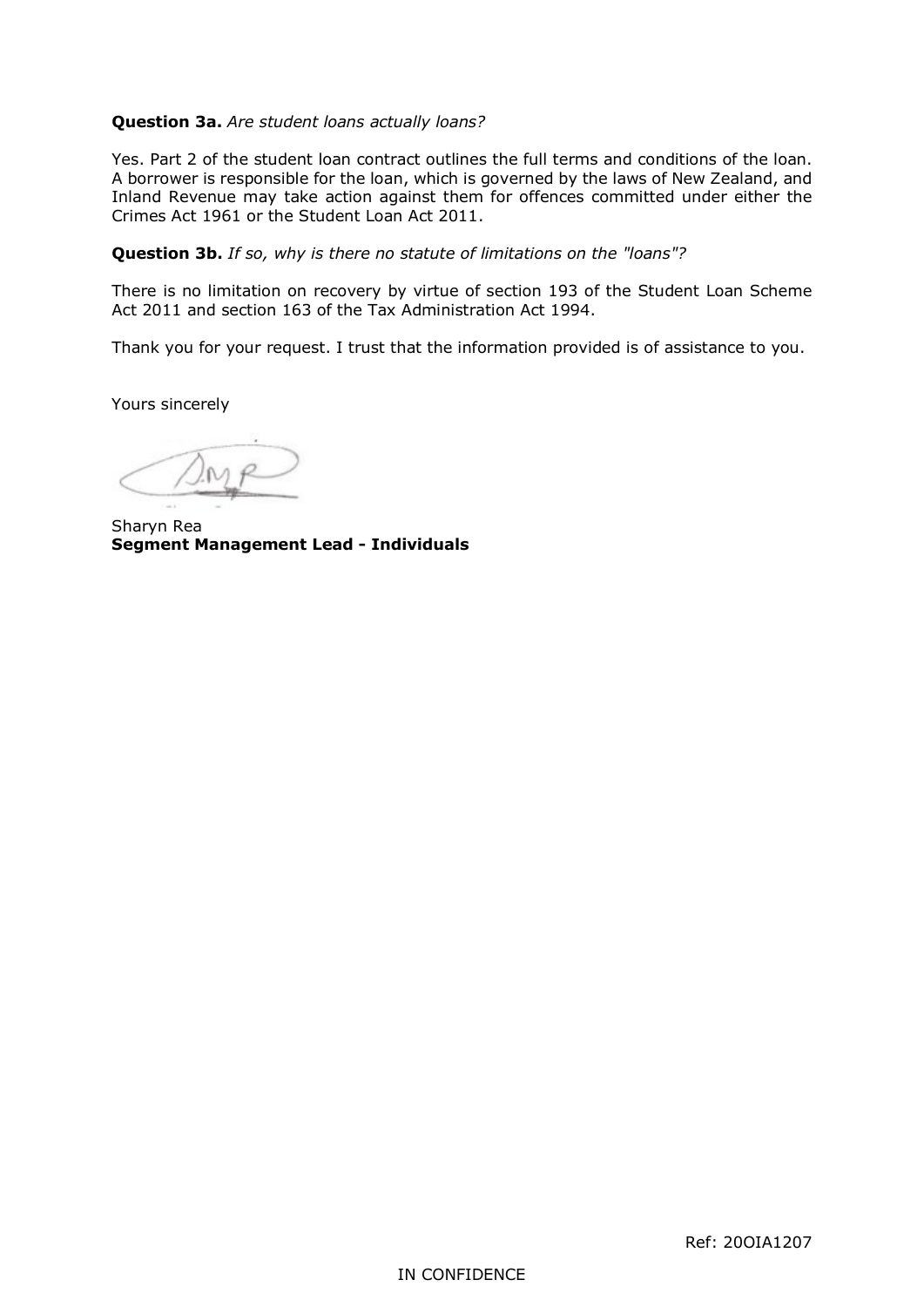**Question 3a.** *Are student loans actually loans?*

Yes. Part 2 of the student loan contract outlines the full terms and conditions of the loan. A borrower is responsible for the loan, which is governed by the laws of New Zealand, and Inland Revenue may take action against them for offences committed under either the Crimes Act 1961 or the Student Loan Act 2011.

**Question 3b.** *If so, why is there no statute of limitations on the "loans"?*

There is no limitation on recovery by virtue of section 193 of the Student Loan Scheme Act 2011 and section 163 of the Tax Administration Act 1994.

Thank you for your request. I trust that the information provided is of assistance to you.

Yours sincerely

Sharyn Rea
**Segment Management Lead - Individuals**

Ref: 20OIA1207

IN CONFIDENCE